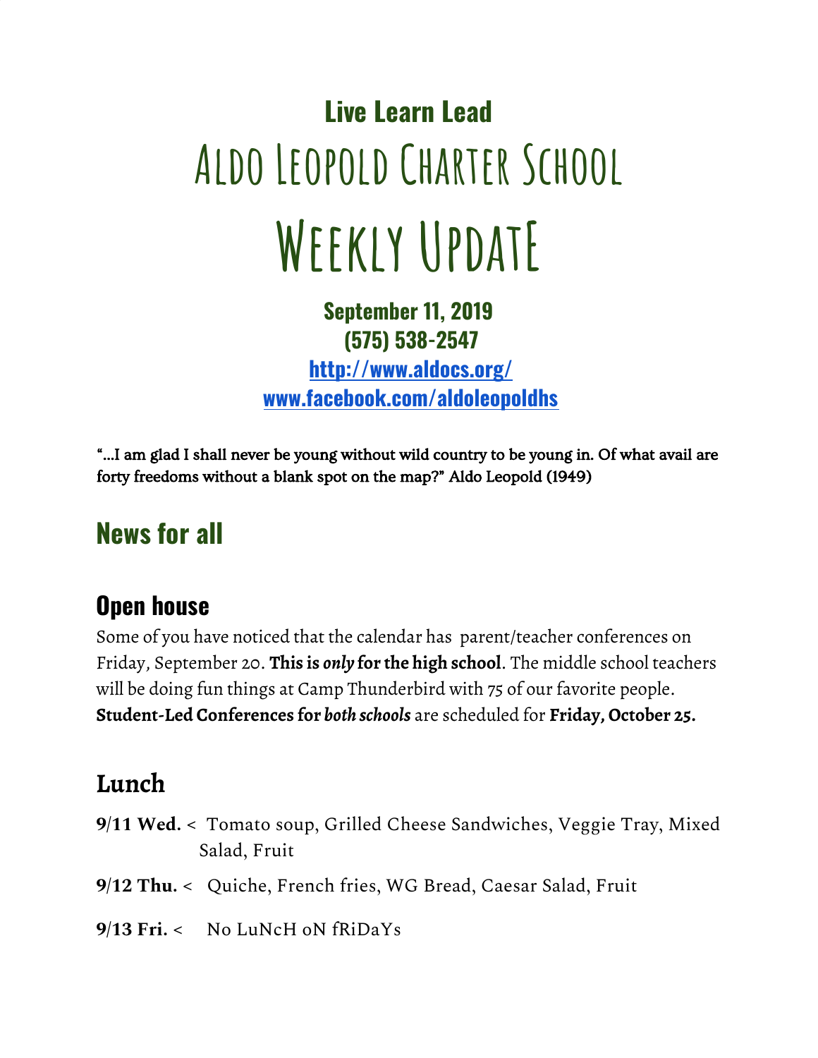# Live Learn Lead

# Aldo Leopold Charter School

# Weekly Update

**September 11, 2019**
**(575) 538-2547**
**[http://www.aldocs.org/](http://www.aldocs.org/)**
**[www.facebook.com/aldoleopoldhs](http://www.facebook.com/aldoleopoldhs)**

"...I am glad I shall never be young without wild country to be young in. Of what avail are forty freedoms without a blank spot on the map?" Aldo Leopold (1949)

## News for all

### Open house

Some of you have noticed that the calendar has parent/teacher conferences on Friday, September 20. **This is *only* for the high school**. The middle school teachers will be doing fun things at Camp Thunderbird with 75 of our favorite people. **Student-Led Conferences for *both schools*** are scheduled for **Friday, October 25.**

### Lunch

**9/11 Wed.** < Tomato soup, Grilled Cheese Sandwiches, Veggie Tray, Mixed Salad, Fruit

**9/12 Thu.** < Quiche, French fries, WG Bread, Caesar Salad, Fruit

**9/13 Fri.** < No LuNcH oN fRiDaYs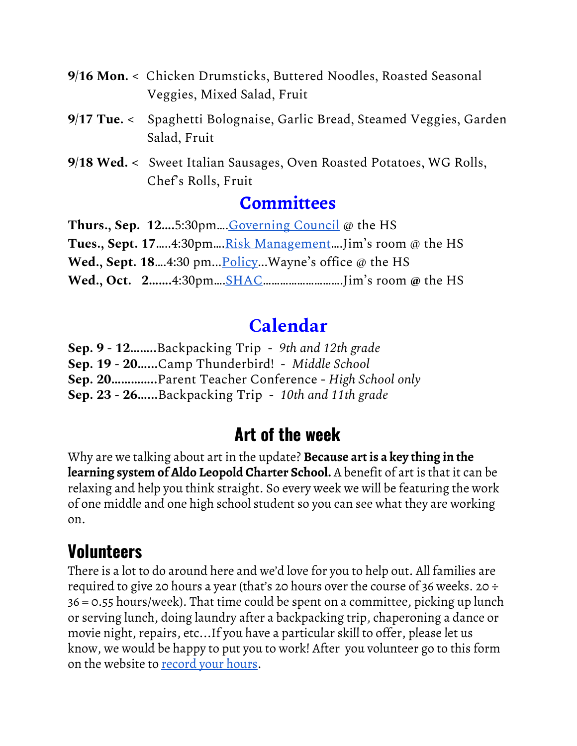**9/16 Mon.** < Chicken Drumsticks, Buttered Noodles, Roasted Seasonal Veggies, Mixed Salad, Fruit

**9/17 Tue.** < Spaghetti Bolognaise, Garlic Bread, Steamed Veggies, Garden Salad, Fruit

**9/18 Wed.** < Sweet Italian Sausages, Oven Roasted Potatoes, WG Rolls, Chef's Rolls, Fruit

## Committees

**Thurs., Sep. 12**....5:30pm....Governing Council @ the HS
**Tues., Sept. 17**.....4:30pm....Risk Management....Jim's room @ the HS
**Wed., Sept. 18**....4:30 pm...Policy...Wayne's office @ the HS
**Wed., Oct. 2**.......4:30pm....SHAC..........................Jim's room **@** the HS

## Calendar

**Sep. 9 - 12**........Backpacking Trip - *9th and 12th grade*
**Sep. 19 - 20**......Camp Thunderbird! - *Middle School*
**Sep. 20**..............Parent Teacher Conference - *High School only*
**Sep. 23 - 26**......Backpacking Trip - *10th and 11th grade*

## Art of the week

Why are we talking about art in the update? **Because art is a key thing in the learning system of Aldo Leopold Charter School.** A benefit of art is that it can be relaxing and help you think straight. So every week we will be featuring the work of one middle and one high school student so you can see what they are working on.

## Volunteers

There is a lot to do around here and we'd love for you to help out. All families are required to give 20 hours a year (that's 20 hours over the course of 36 weeks. 20 ÷ 36 = 0.55 hours/week). That time could be spent on a committee, picking up lunch or serving lunch, doing laundry after a backpacking trip, chaperoning a dance or movie night, repairs, etc...If you have a particular skill to offer, please let us know, we would be happy to put you to work! After you volunteer go to this form on the website to record your hours.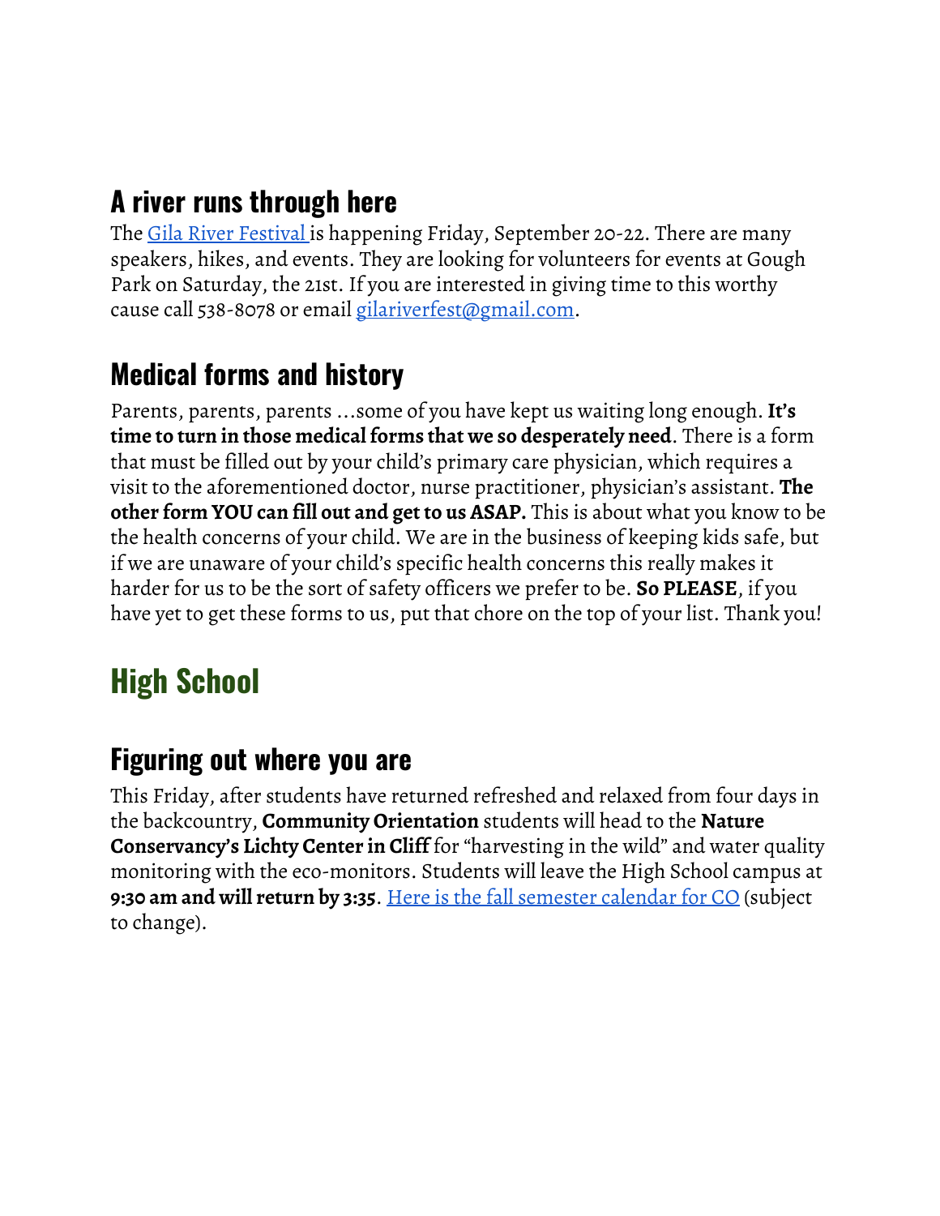## A river runs through here

The Gila River Festival is happening Friday, September 20-22. There are many speakers, hikes, and events. They are looking for volunteers for events at Gough Park on Saturday, the 21st. If you are interested in giving time to this worthy cause call 538-8078 or email gilariverfest@gmail.com.

## Medical forms and history

Parents, parents, parents ...some of you have kept us waiting long enough. **It's time to turn in those medical forms that we so desperately need**. There is a form that must be filled out by your child's primary care physician, which requires a visit to the aforementioned doctor, nurse practitioner, physician's assistant. **The other form YOU can fill out and get to us ASAP.** This is about what you know to be the health concerns of your child. We are in the business of keeping kids safe, but if we are unaware of your child's specific health concerns this really makes it harder for us to be the sort of safety officers we prefer to be. **So PLEASE**, if you have yet to get these forms to us, put that chore on the top of your list. Thank you!

# High School

## Figuring out where you are

This Friday, after students have returned refreshed and relaxed from four days in the backcountry, **Community Orientation** students will head to the **Nature Conservancy's Lichty Center in Cliff** for "harvesting in the wild" and water quality monitoring with the eco-monitors. Students will leave the High School campus at **9:30 am and will return by 3:35**. Here is the fall semester calendar for CO (subject to change).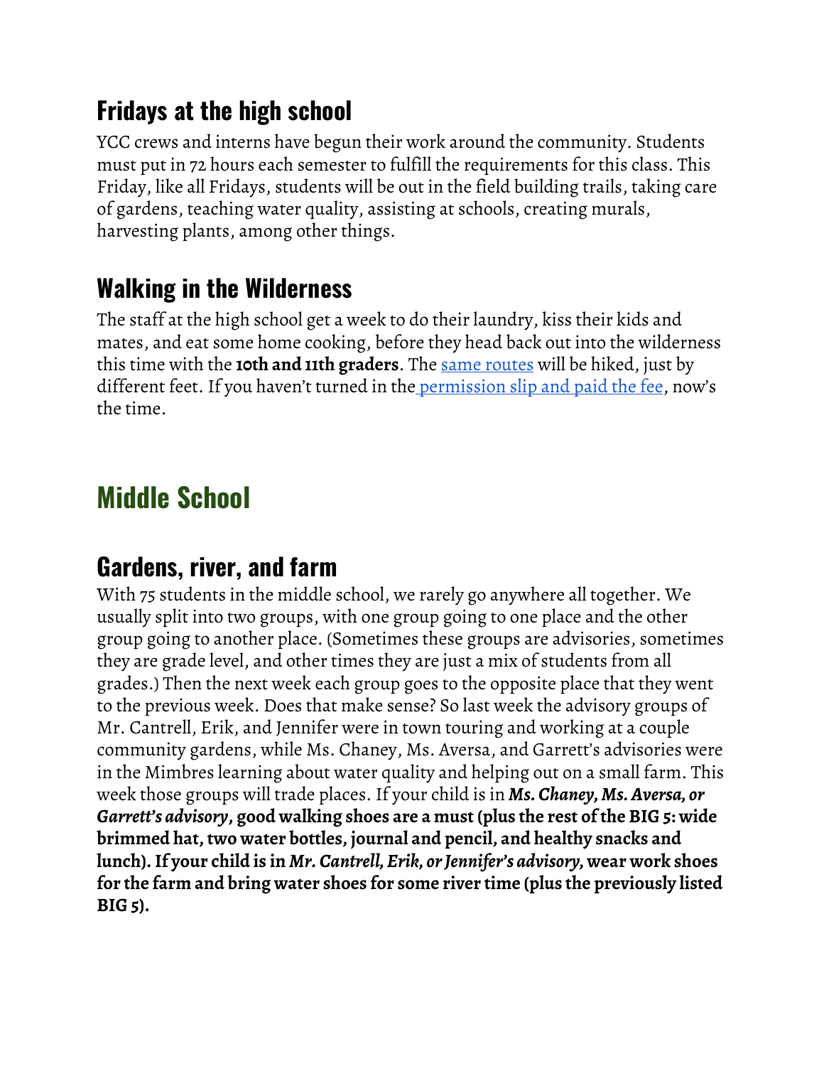## Fridays at the high school

YCC crews and interns have begun their work around the community. Students must put in 72 hours each semester to fulfill the requirements for this class. This Friday, like all Fridays, students will be out in the field building trails, taking care of gardens, teaching water quality, assisting at schools, creating murals, harvesting plants, among other things.

## Walking in the Wilderness

The staff at the high school get a week to do their laundry, kiss their kids and mates, and eat some home cooking, before they head back out into the wilderness this time with the **10th and 11th graders**. The same routes will be hiked, just by different feet. If you haven't turned in the permission slip and paid the fee, now's the time.

# Middle School

## Gardens, river, and farm

With 75 students in the middle school, we rarely go anywhere all together. We usually split into two groups, with one group going to one place and the other group going to another place. (Sometimes these groups are advisories, sometimes they are grade level, and other times they are just a mix of students from all grades.) Then the next week each group goes to the opposite place that they went to the previous week. Does that make sense? So last week the advisory groups of Mr. Cantrell, Erik, and Jennifer were in town touring and working at a couple community gardens, while Ms. Chaney, Ms. Aversa, and Garrett's advisories were in the Mimbres learning about water quality and helping out on a small farm. This week those groups will trade places. If your child is in ***Ms. Chaney, Ms. Aversa, or Garrett's advisory*****, good walking shoes are a must (plus the rest of the BIG 5: wide brimmed hat, two water bottles, journal and pencil, and healthy snacks and lunch). If your child is in *****Mr. Cantrell, Erik, or Jennifer's advisory*****, wear work shoes for the farm and bring water shoes for some river time (plus the previously listed BIG 5).**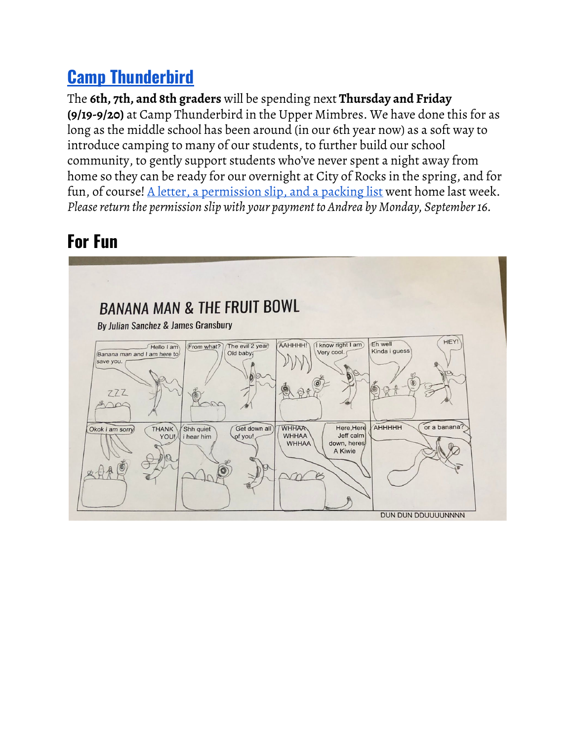## Camp Thunderbird

The **6th, 7th, and 8th graders** will be spending next **Thursday and Friday (9/19-9/20)** at Camp Thunderbird in the Upper Mimbres. We have done this for as long as the middle school has been around (in our 6th year now) as a soft way to introduce camping to many of our students, to further build our school community, to gently support students who've never spent a night away from home so they can be ready for our overnight at City of Rocks in the spring, and for fun, of course! A letter, a permission slip, and a packing list went home last week. *Please return the permission slip with your payment to Andrea by Monday, September 16.*

## For Fun